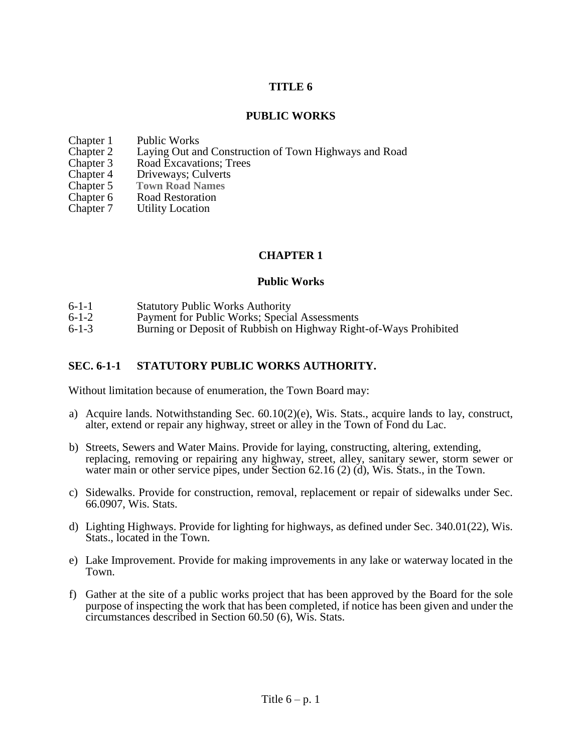# TITLE 6

## PUBLIC WORKS

| | |
|---|---|
| Chapter 1 | Public Works |
| Chapter 2 | Laying Out and Construction of Town Highways and Road |
| Chapter 3 | Road Excavations; Trees |
| Chapter 4 | Driveways; Culverts |
| Chapter 5 | **Town Road Names** |
| Chapter 6 | Road Restoration |
| Chapter 7 | Utility Location |

## CHAPTER 1

### Public Works

| | |
|---|---|
| 6-1-1 | Statutory Public Works Authority |
| 6-1-2 | Payment for Public Works; Special Assessments |
| 6-1-3 | Burning or Deposit of Rubbish on Highway Right-of-Ways Prohibited |

### SEC. 6-1-1 STATUTORY PUBLIC WORKS AUTHORITY.

Without limitation because of enumeration, the Town Board may:

a) Acquire lands. Notwithstanding Sec. 60.10(2)(e), Wis. Stats., acquire lands to lay, construct, alter, extend or repair any highway, street or alley in the Town of Fond du Lac.

b) Streets, Sewers and Water Mains. Provide for laying, constructing, altering, extending, replacing, removing or repairing any highway, street, alley, sanitary sewer, storm sewer or water main or other service pipes, under Section 62.16 (2) (d), Wis. Stats., in the Town.

c) Sidewalks. Provide for construction, removal, replacement or repair of sidewalks under Sec. 66.0907, Wis. Stats.

d) Lighting Highways. Provide for lighting for highways, as defined under Sec. 340.01(22), Wis. Stats., located in the Town.

e) Lake Improvement. Provide for making improvements in any lake or waterway located in the Town.

f) Gather at the site of a public works project that has been approved by the Board for the sole purpose of inspecting the work that has been completed, if notice has been given and under the circumstances described in Section 60.50 (6), Wis. Stats.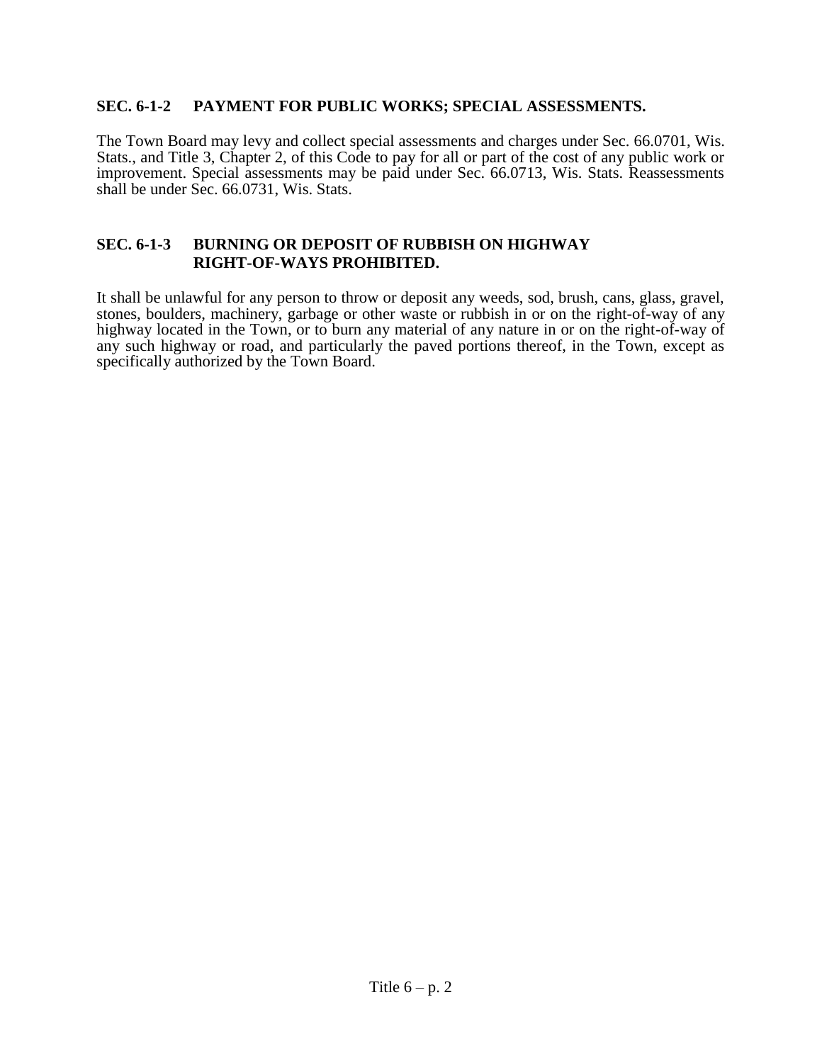## SEC. 6-1-2 PAYMENT FOR PUBLIC WORKS; SPECIAL ASSESSMENTS.

The Town Board may levy and collect special assessments and charges under Sec. 66.0701, Wis. Stats., and Title 3, Chapter 2, of this Code to pay for all or part of the cost of any public work or improvement. Special assessments may be paid under Sec. 66.0713, Wis. Stats. Reassessments shall be under Sec. 66.0731, Wis. Stats.

## SEC. 6-1-3 BURNING OR DEPOSIT OF RUBBISH ON HIGHWAY RIGHT-OF-WAYS PROHIBITED.

It shall be unlawful for any person to throw or deposit any weeds, sod, brush, cans, glass, gravel, stones, boulders, machinery, garbage or other waste or rubbish in or on the right-of-way of any highway located in the Town, or to burn any material of any nature in or on the right-of-way of any such highway or road, and particularly the paved portions thereof, in the Town, except as specifically authorized by the Town Board.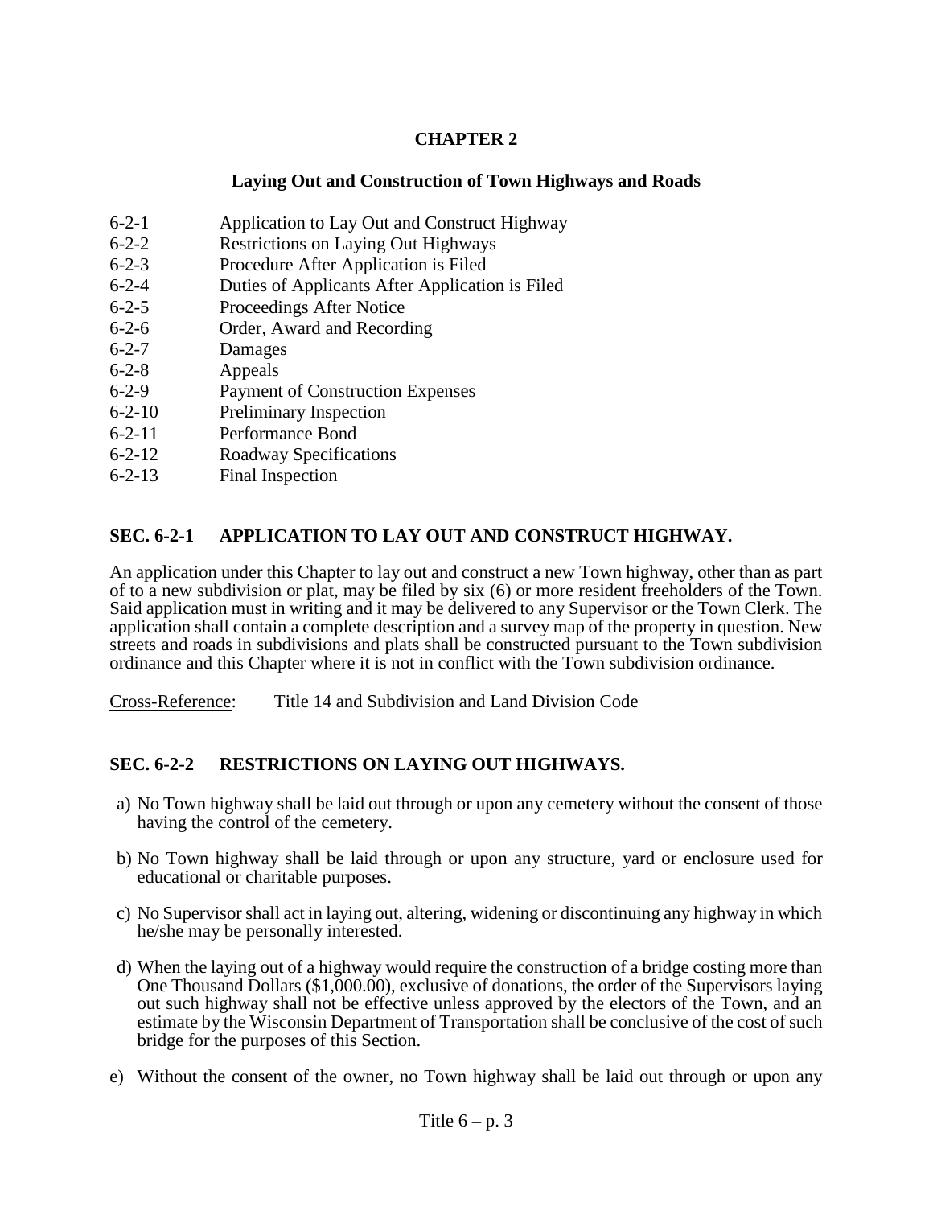# CHAPTER 2

## Laying Out and Construction of Town Highways and Roads

| | |
|---|---|
| 6-2-1 | Application to Lay Out and Construct Highway |
| 6-2-2 | Restrictions on Laying Out Highways |
| 6-2-3 | Procedure After Application is Filed |
| 6-2-4 | Duties of Applicants After Application is Filed |
| 6-2-5 | Proceedings After Notice |
| 6-2-6 | Order, Award and Recording |
| 6-2-7 | Damages |
| 6-2-8 | Appeals |
| 6-2-9 | Payment of Construction Expenses |
| 6-2-10 | Preliminary Inspection |
| 6-2-11 | Performance Bond |
| 6-2-12 | Roadway Specifications |
| 6-2-13 | Final Inspection |

### SEC. 6-2-1 APPLICATION TO LAY OUT AND CONSTRUCT HIGHWAY.

An application under this Chapter to lay out and construct a new Town highway, other than as part of to a new subdivision or plat, may be filed by six (6) or more resident freeholders of the Town. Said application must in writing and it may be delivered to any Supervisor or the Town Clerk. The application shall contain a complete description and a survey map of the property in question. New streets and roads in subdivisions and plats shall be constructed pursuant to the Town subdivision ordinance and this Chapter where it is not in conflict with the Town subdivision ordinance.

Cross-Reference: Title 14 and Subdivision and Land Division Code

### SEC. 6-2-2 RESTRICTIONS ON LAYING OUT HIGHWAYS.

a) No Town highway shall be laid out through or upon any cemetery without the consent of those having the control of the cemetery.

b) No Town highway shall be laid through or upon any structure, yard or enclosure used for educational or charitable purposes.

c) No Supervisor shall act in laying out, altering, widening or discontinuing any highway in which he/she may be personally interested.

d) When the laying out of a highway would require the construction of a bridge costing more than One Thousand Dollars ($1,000.00), exclusive of donations, the order of the Supervisors laying out such highway shall not be effective unless approved by the electors of the Town, and an estimate by the Wisconsin Department of Transportation shall be conclusive of the cost of such bridge for the purposes of this Section.

e) Without the consent of the owner, no Town highway shall be laid out through or upon any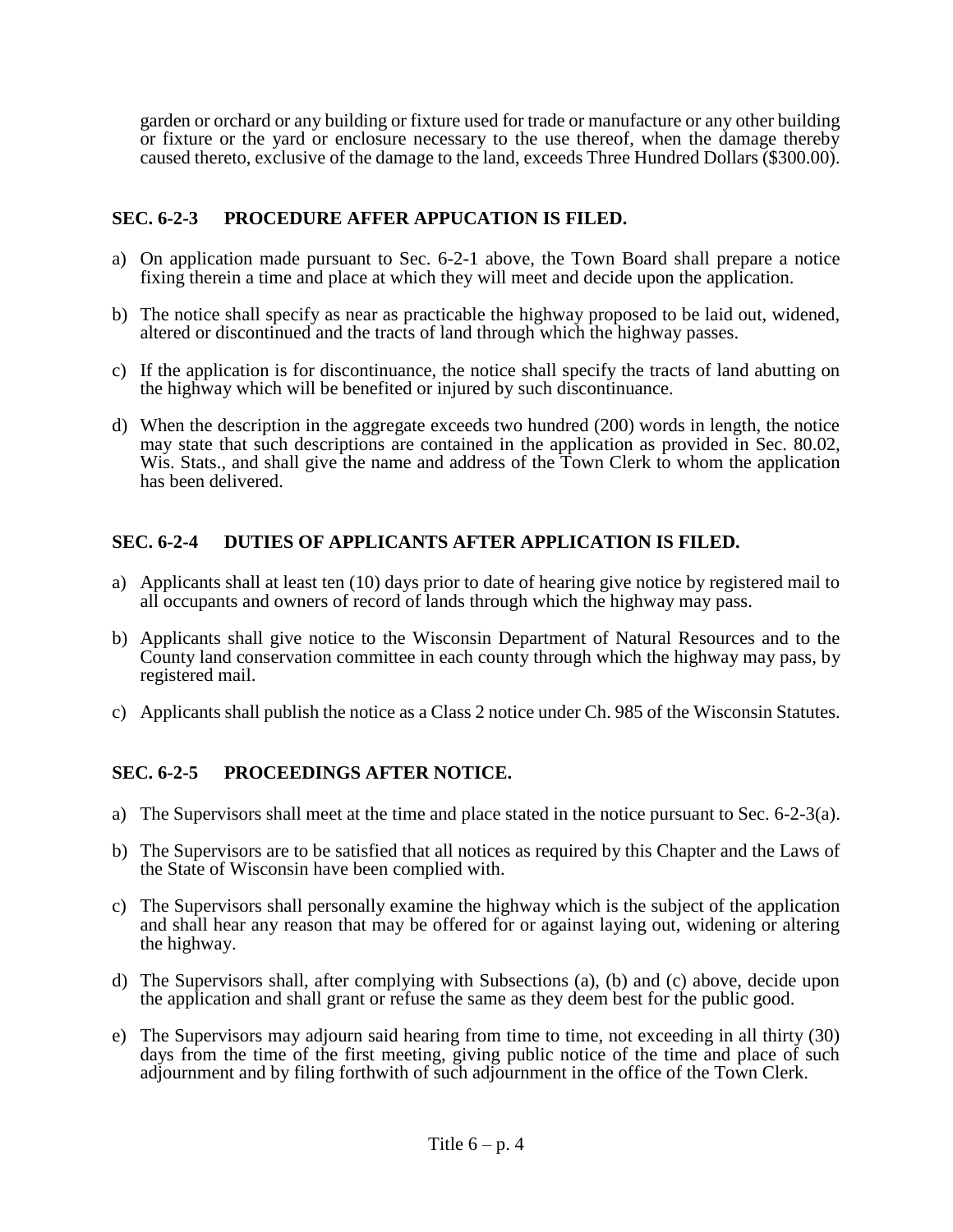garden or orchard or any building or fixture used for trade or manufacture or any other building or fixture or the yard or enclosure necessary to the use thereof, when the damage thereby caused thereto, exclusive of the damage to the land, exceeds Three Hundred Dollars ($300.00).

### SEC. 6-2-3 PROCEDURE AFFER APPUCATION IS FILED.

a) On application made pursuant to Sec. 6-2-1 above, the Town Board shall prepare a notice fixing therein a time and place at which they will meet and decide upon the application.

b) The notice shall specify as near as practicable the highway proposed to be laid out, widened, altered or discontinued and the tracts of land through which the highway passes.

c) If the application is for discontinuance, the notice shall specify the tracts of land abutting on the highway which will be benefited or injured by such discontinuance.

d) When the description in the aggregate exceeds two hundred (200) words in length, the notice may state that such descriptions are contained in the application as provided in Sec. 80.02, Wis. Stats., and shall give the name and address of the Town Clerk to whom the application has been delivered.

### SEC. 6-2-4 DUTIES OF APPLICANTS AFTER APPLICATION IS FILED.

a) Applicants shall at least ten (10) days prior to date of hearing give notice by registered mail to all occupants and owners of record of lands through which the highway may pass.

b) Applicants shall give notice to the Wisconsin Department of Natural Resources and to the County land conservation committee in each county through which the highway may pass, by registered mail.

c) Applicants shall publish the notice as a Class 2 notice under Ch. 985 of the Wisconsin Statutes.

### SEC. 6-2-5 PROCEEDINGS AFTER NOTICE.

a) The Supervisors shall meet at the time and place stated in the notice pursuant to Sec. 6-2-3(a).

b) The Supervisors are to be satisfied that all notices as required by this Chapter and the Laws of the State of Wisconsin have been complied with.

c) The Supervisors shall personally examine the highway which is the subject of the application and shall hear any reason that may be offered for or against laying out, widening or altering the highway.

d) The Supervisors shall, after complying with Subsections (a), (b) and (c) above, decide upon the application and shall grant or refuse the same as they deem best for the public good.

e) The Supervisors may adjourn said hearing from time to time, not exceeding in all thirty (30) days from the time of the first meeting, giving public notice of the time and place of such adjournment and by filing forthwith of such adjournment in the office of the Town Clerk.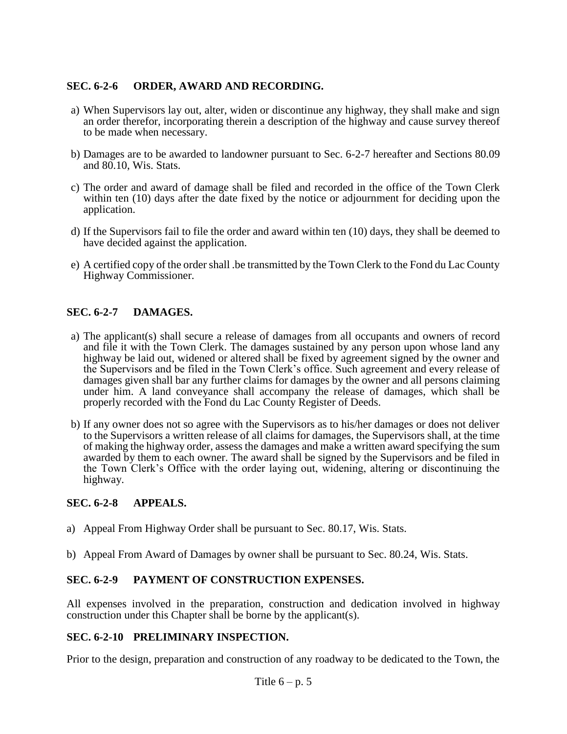### SEC. 6-2-6 ORDER, AWARD AND RECORDING.

a) When Supervisors lay out, alter, widen or discontinue any highway, they shall make and sign an order therefor, incorporating therein a description of the highway and cause survey thereof to be made when necessary.

b) Damages are to be awarded to landowner pursuant to Sec. 6-2-7 hereafter and Sections 80.09 and 80.10, Wis. Stats.

c) The order and award of damage shall be filed and recorded in the office of the Town Clerk within ten (10) days after the date fixed by the notice or adjournment for deciding upon the application.

d) If the Supervisors fail to file the order and award within ten (10) days, they shall be deemed to have decided against the application.

e) A certified copy of the order shall .be transmitted by the Town Clerk to the Fond du Lac County Highway Commissioner.

### SEC. 6-2-7 DAMAGES.

a) The applicant(s) shall secure a release of damages from all occupants and owners of record and file it with the Town Clerk. The damages sustained by any person upon whose land any highway be laid out, widened or altered shall be fixed by agreement signed by the owner and the Supervisors and be filed in the Town Clerk's office. Such agreement and every release of damages given shall bar any further claims for damages by the owner and all persons claiming under him. A land conveyance shall accompany the release of damages, which shall be properly recorded with the Fond du Lac County Register of Deeds.

b) If any owner does not so agree with the Supervisors as to his/her damages or does not deliver to the Supervisors a written release of all claims for damages, the Supervisors shall, at the time of making the highway order, assess the damages and make a written award specifying the sum awarded by them to each owner. The award shall be signed by the Supervisors and be filed in the Town Clerk's Office with the order laying out, widening, altering or discontinuing the highway.

### SEC. 6-2-8 APPEALS.

a) Appeal From Highway Order shall be pursuant to Sec. 80.17, Wis. Stats.

b) Appeal From Award of Damages by owner shall be pursuant to Sec. 80.24, Wis. Stats.

### SEC. 6-2-9 PAYMENT OF CONSTRUCTION EXPENSES.

All expenses involved in the preparation, construction and dedication involved in highway construction under this Chapter shall be borne by the applicant(s).

### SEC. 6-2-10 PRELIMINARY INSPECTION.

Prior to the design, preparation and construction of any roadway to be dedicated to the Town, the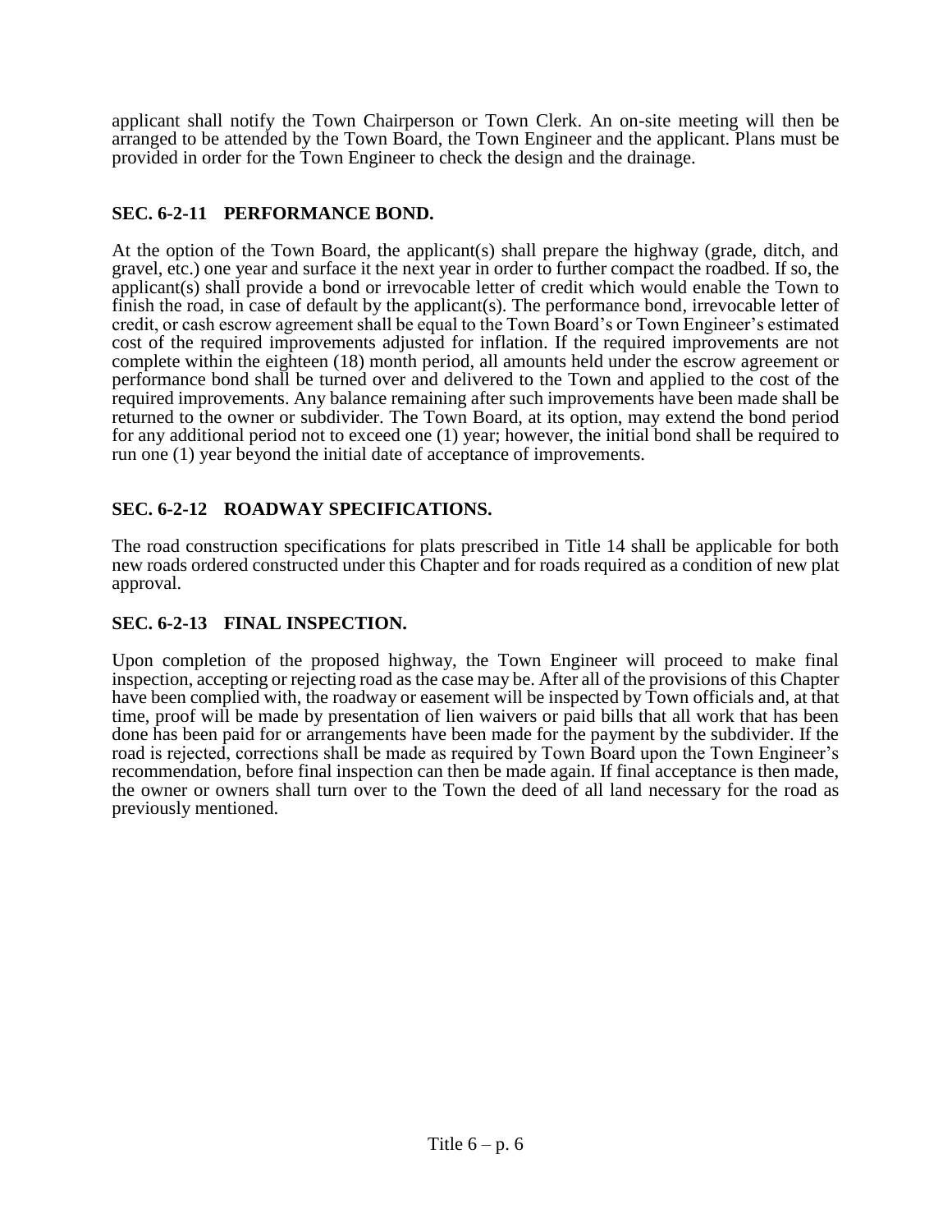applicant shall notify the Town Chairperson or Town Clerk. An on-site meeting will then be arranged to be attended by the Town Board, the Town Engineer and the applicant. Plans must be provided in order for the Town Engineer to check the design and the drainage.

## SEC. 6-2-11 PERFORMANCE BOND.

At the option of the Town Board, the applicant(s) shall prepare the highway (grade, ditch, and gravel, etc.) one year and surface it the next year in order to further compact the roadbed. If so, the applicant(s) shall provide a bond or irrevocable letter of credit which would enable the Town to finish the road, in case of default by the applicant(s). The performance bond, irrevocable letter of credit, or cash escrow agreement shall be equal to the Town Board's or Town Engineer's estimated cost of the required improvements adjusted for inflation. If the required improvements are not complete within the eighteen (18) month period, all amounts held under the escrow agreement or performance bond shall be turned over and delivered to the Town and applied to the cost of the required improvements. Any balance remaining after such improvements have been made shall be returned to the owner or subdivider. The Town Board, at its option, may extend the bond period for any additional period not to exceed one (1) year; however, the initial bond shall be required to run one (1) year beyond the initial date of acceptance of improvements.

## SEC. 6-2-12 ROADWAY SPECIFICATIONS.

The road construction specifications for plats prescribed in Title 14 shall be applicable for both new roads ordered constructed under this Chapter and for roads required as a condition of new plat approval.

## SEC. 6-2-13 FINAL INSPECTION.

Upon completion of the proposed highway, the Town Engineer will proceed to make final inspection, accepting or rejecting road as the case may be. After all of the provisions of this Chapter have been complied with, the roadway or easement will be inspected by Town officials and, at that time, proof will be made by presentation of lien waivers or paid bills that all work that has been done has been paid for or arrangements have been made for the payment by the subdivider. If the road is rejected, corrections shall be made as required by Town Board upon the Town Engineer's recommendation, before final inspection can then be made again. If final acceptance is then made, the owner or owners shall turn over to the Town the deed of all land necessary for the road as previously mentioned.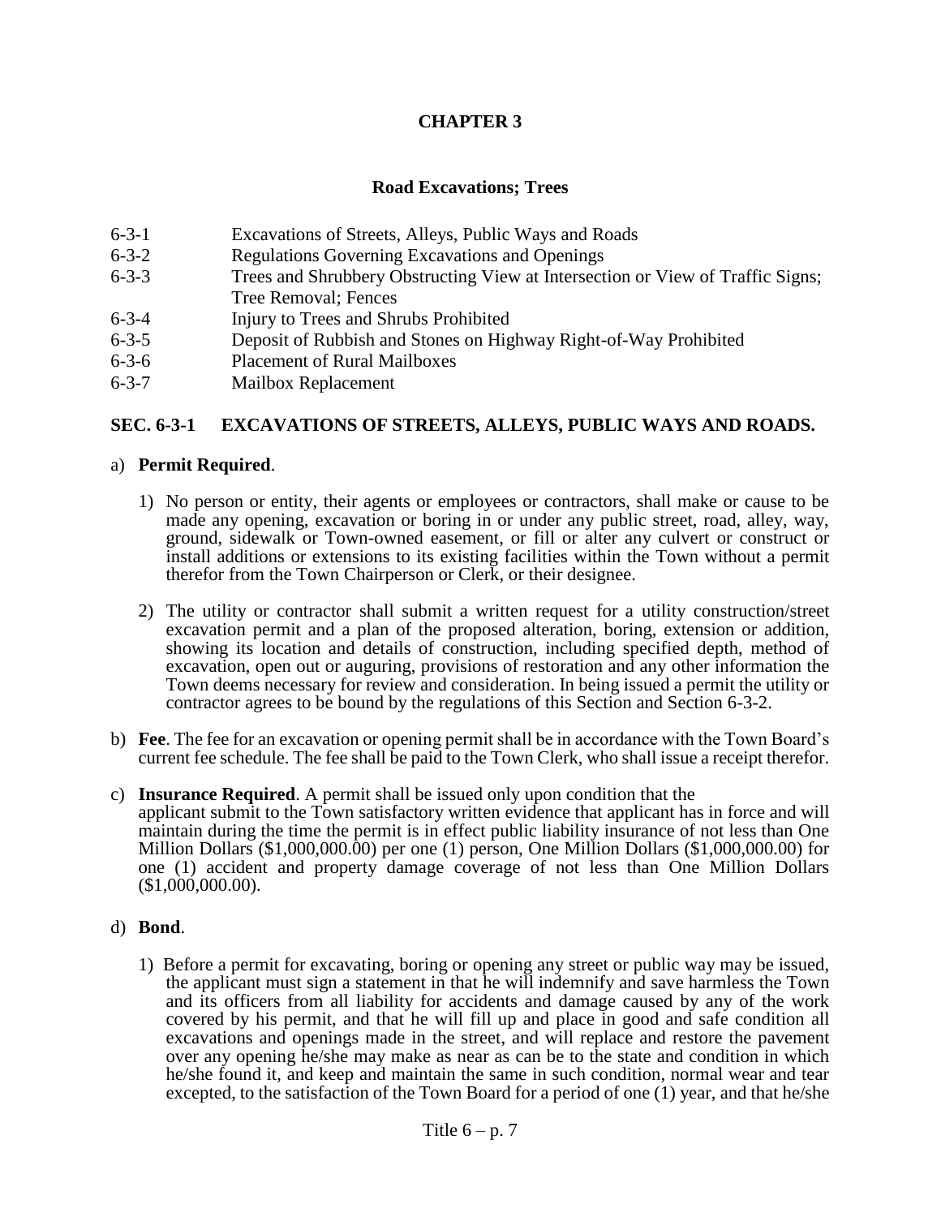# CHAPTER 3

## Road Excavations; Trees

| | |
|---|---|
| 6-3-1 | Excavations of Streets, Alleys, Public Ways and Roads |
| 6-3-2 | Regulations Governing Excavations and Openings |
| 6-3-3 | Trees and Shrubbery Obstructing View at Intersection or View of Traffic Signs; Tree Removal; Fences |
| 6-3-4 | Injury to Trees and Shrubs Prohibited |
| 6-3-5 | Deposit of Rubbish and Stones on Highway Right-of-Way Prohibited |
| 6-3-6 | Placement of Rural Mailboxes |
| 6-3-7 | Mailbox Replacement |

### SEC. 6-3-1 EXCAVATIONS OF STREETS, ALLEYS, PUBLIC WAYS AND ROADS.

a) **Permit Required**.

1) No person or entity, their agents or employees or contractors, shall make or cause to be made any opening, excavation or boring in or under any public street, road, alley, way, ground, sidewalk or Town-owned easement, or fill or alter any culvert or construct or install additions or extensions to its existing facilities within the Town without a permit therefor from the Town Chairperson or Clerk, or their designee.

2) The utility or contractor shall submit a written request for a utility construction/street excavation permit and a plan of the proposed alteration, boring, extension or addition, showing its location and details of construction, including specified depth, method of excavation, open out or auguring, provisions of restoration and any other information the Town deems necessary for review and consideration. In being issued a permit the utility or contractor agrees to be bound by the regulations of this Section and Section 6-3-2.

b) **Fee**. The fee for an excavation or opening permit shall be in accordance with the Town Board's current fee schedule. The fee shall be paid to the Town Clerk, who shall issue a receipt therefor.

c) **Insurance Required**. A permit shall be issued only upon condition that the applicant submit to the Town satisfactory written evidence that applicant has in force and will maintain during the time the permit is in effect public liability insurance of not less than One Million Dollars ($1,000,000.00) per one (1) person, One Million Dollars ($1,000,000.00) for one (1) accident and property damage coverage of not less than One Million Dollars ($1,000,000.00).

d) **Bond**.

1) Before a permit for excavating, boring or opening any street or public way may be issued, the applicant must sign a statement in that he will indemnify and save harmless the Town and its officers from all liability for accidents and damage caused by any of the work covered by his permit, and that he will fill up and place in good and safe condition all excavations and openings made in the street, and will replace and restore the pavement over any opening he/she may make as near as can be to the state and condition in which he/she found it, and keep and maintain the same in such condition, normal wear and tear excepted, to the satisfaction of the Town Board for a period of one (1) year, and that he/she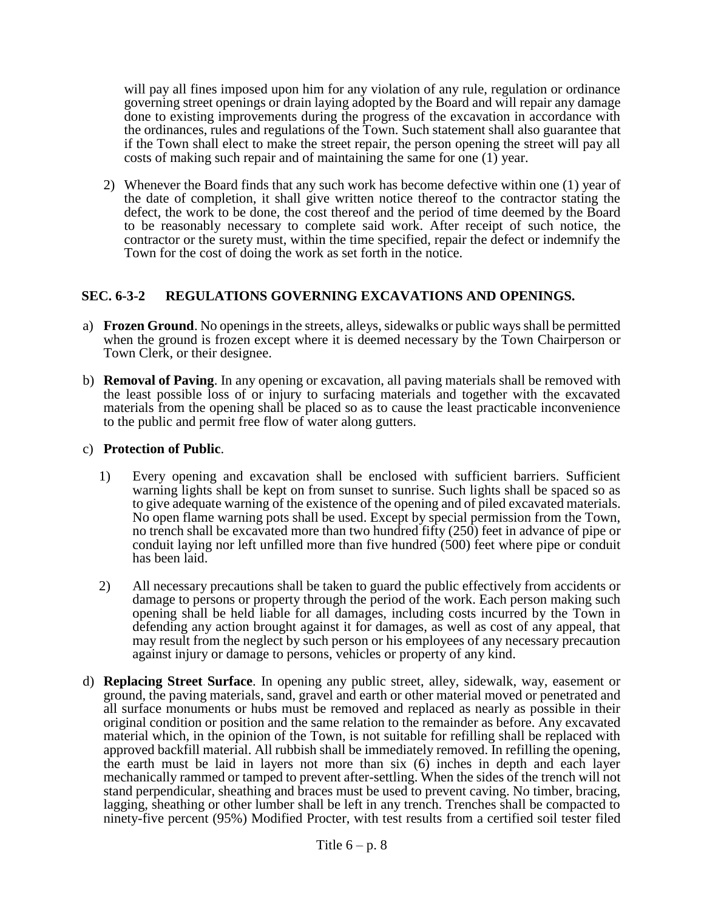will pay all fines imposed upon him for any violation of any rule, regulation or ordinance governing street openings or drain laying adopted by the Board and will repair any damage done to existing improvements during the progress of the excavation in accordance with the ordinances, rules and regulations of the Town. Such statement shall also guarantee that if the Town shall elect to make the street repair, the person opening the street will pay all costs of making such repair and of maintaining the same for one (1) year.

2) Whenever the Board finds that any such work has become defective within one (1) year of the date of completion, it shall give written notice thereof to the contractor stating the defect, the work to be done, the cost thereof and the period of time deemed by the Board to be reasonably necessary to complete said work. After receipt of such notice, the contractor or the surety must, within the time specified, repair the defect or indemnify the Town for the cost of doing the work as set forth in the notice.

## SEC. 6-3-2 REGULATIONS GOVERNING EXCAVATIONS AND OPENINGS.

a) **Frozen Ground**. No openings in the streets, alleys, sidewalks or public ways shall be permitted when the ground is frozen except where it is deemed necessary by the Town Chairperson or Town Clerk, or their designee.

b) **Removal of Paving**. In any opening or excavation, all paving materials shall be removed with the least possible loss of or injury to surfacing materials and together with the excavated materials from the opening shall be placed so as to cause the least practicable inconvenience to the public and permit free flow of water along gutters.

c) **Protection of Public**.

1) Every opening and excavation shall be enclosed with sufficient barriers. Sufficient warning lights shall be kept on from sunset to sunrise. Such lights shall be spaced so as to give adequate warning of the existence of the opening and of piled excavated materials. No open flame warning pots shall be used. Except by special permission from the Town, no trench shall be excavated more than two hundred fifty (250) feet in advance of pipe or conduit laying nor left unfilled more than five hundred (500) feet where pipe or conduit has been laid.

2) All necessary precautions shall be taken to guard the public effectively from accidents or damage to persons or property through the period of the work. Each person making such opening shall be held liable for all damages, including costs incurred by the Town in defending any action brought against it for damages, as well as cost of any appeal, that may result from the neglect by such person or his employees of any necessary precaution against injury or damage to persons, vehicles or property of any kind.

d) **Replacing Street Surface**. In opening any public street, alley, sidewalk, way, easement or ground, the paving materials, sand, gravel and earth or other material moved or penetrated and all surface monuments or hubs must be removed and replaced as nearly as possible in their original condition or position and the same relation to the remainder as before. Any excavated material which, in the opinion of the Town, is not suitable for refilling shall be replaced with approved backfill material. All rubbish shall be immediately removed. In refilling the opening, the earth must be laid in layers not more than six (6) inches in depth and each layer mechanically rammed or tamped to prevent after-settling. When the sides of the trench will not stand perpendicular, sheathing and braces must be used to prevent caving. No timber, bracing, lagging, sheathing or other lumber shall be left in any trench. Trenches shall be compacted to ninety-five percent (95%) Modified Procter, with test results from a certified soil tester filed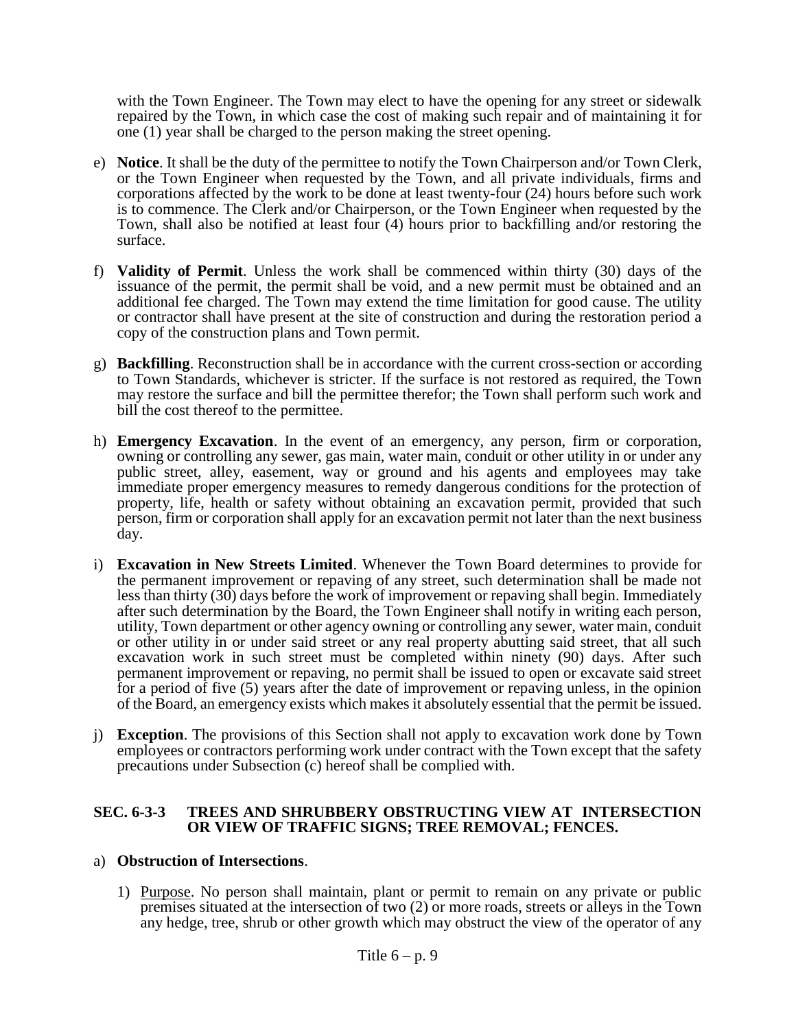with the Town Engineer. The Town may elect to have the opening for any street or sidewalk repaired by the Town, in which case the cost of making such repair and of maintaining it for one (1) year shall be charged to the person making the street opening.

e) **Notice**. It shall be the duty of the permittee to notify the Town Chairperson and/or Town Clerk, or the Town Engineer when requested by the Town, and all private individuals, firms and corporations affected by the work to be done at least twenty-four (24) hours before such work is to commence. The Clerk and/or Chairperson, or the Town Engineer when requested by the Town, shall also be notified at least four (4) hours prior to backfilling and/or restoring the surface.

f) **Validity of Permit**. Unless the work shall be commenced within thirty (30) days of the issuance of the permit, the permit shall be void, and a new permit must be obtained and an additional fee charged. The Town may extend the time limitation for good cause. The utility or contractor shall have present at the site of construction and during the restoration period a copy of the construction plans and Town permit.

g) **Backfilling**. Reconstruction shall be in accordance with the current cross-section or according to Town Standards, whichever is stricter. If the surface is not restored as required, the Town may restore the surface and bill the permittee therefor; the Town shall perform such work and bill the cost thereof to the permittee.

h) **Emergency Excavation**. In the event of an emergency, any person, firm or corporation, owning or controlling any sewer, gas main, water main, conduit or other utility in or under any public street, alley, easement, way or ground and his agents and employees may take immediate proper emergency measures to remedy dangerous conditions for the protection of property, life, health or safety without obtaining an excavation permit, provided that such person, firm or corporation shall apply for an excavation permit not later than the next business day.

i) **Excavation in New Streets Limited**. Whenever the Town Board determines to provide for the permanent improvement or repaving of any street, such determination shall be made not less than thirty (30) days before the work of improvement or repaving shall begin. Immediately after such determination by the Board, the Town Engineer shall notify in writing each person, utility, Town department or other agency owning or controlling any sewer, water main, conduit or other utility in or under said street or any real property abutting said street, that all such excavation work in such street must be completed within ninety (90) days. After such permanent improvement or repaving, no permit shall be issued to open or excavate said street for a period of five (5) years after the date of improvement or repaving unless, in the opinion of the Board, an emergency exists which makes it absolutely essential that the permit be issued.

j) **Exception**. The provisions of this Section shall not apply to excavation work done by Town employees or contractors performing work under contract with the Town except that the safety precautions under Subsection (c) hereof shall be complied with.

## SEC. 6-3-3 TREES AND SHRUBBERY OBSTRUCTING VIEW AT INTERSECTION OR VIEW OF TRAFFIC SIGNS; TREE REMOVAL; FENCES.

a) **Obstruction of Intersections**.

1) Purpose. No person shall maintain, plant or permit to remain on any private or public premises situated at the intersection of two (2) or more roads, streets or alleys in the Town any hedge, tree, shrub or other growth which may obstruct the view of the operator of any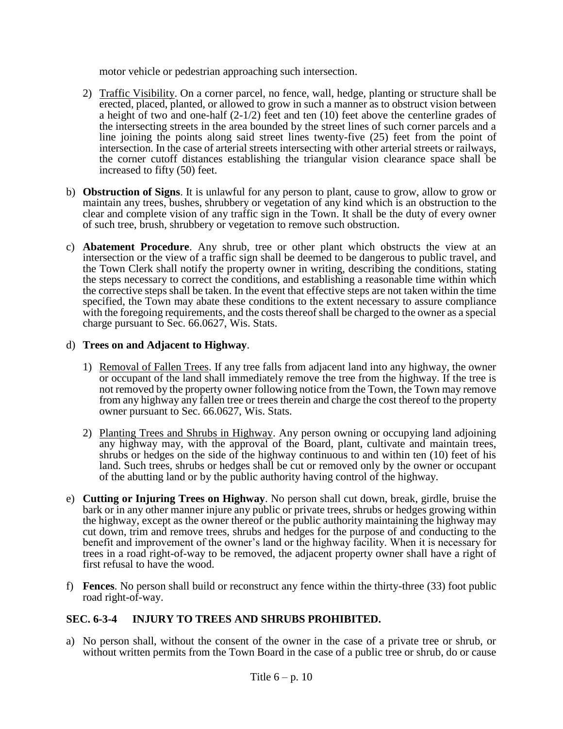motor vehicle or pedestrian approaching such intersection.

2) Traffic Visibility. On a corner parcel, no fence, wall, hedge, planting or structure shall be erected, placed, planted, or allowed to grow in such a manner as to obstruct vision between a height of two and one-half (2-1/2) feet and ten (10) feet above the centerline grades of the intersecting streets in the area bounded by the street lines of such corner parcels and a line joining the points along said street lines twenty-five (25) feet from the point of intersection. In the case of arterial streets intersecting with other arterial streets or railways, the corner cutoff distances establishing the triangular vision clearance space shall be increased to fifty (50) feet.

b) **Obstruction of Signs**. It is unlawful for any person to plant, cause to grow, allow to grow or maintain any trees, bushes, shrubbery or vegetation of any kind which is an obstruction to the clear and complete vision of any traffic sign in the Town. It shall be the duty of every owner of such tree, brush, shrubbery or vegetation to remove such obstruction.

c) **Abatement Procedure**. Any shrub, tree or other plant which obstructs the view at an intersection or the view of a traffic sign shall be deemed to be dangerous to public travel, and the Town Clerk shall notify the property owner in writing, describing the conditions, stating the steps necessary to correct the conditions, and establishing a reasonable time within which the corrective steps shall be taken. In the event that effective steps are not taken within the time specified, the Town may abate these conditions to the extent necessary to assure compliance with the foregoing requirements, and the costs thereof shall be charged to the owner as a special charge pursuant to Sec. 66.0627, Wis. Stats.

d) **Trees on and Adjacent to Highway**.

1) Removal of Fallen Trees. If any tree falls from adjacent land into any highway, the owner or occupant of the land shall immediately remove the tree from the highway. If the tree is not removed by the property owner following notice from the Town, the Town may remove from any highway any fallen tree or trees therein and charge the cost thereof to the property owner pursuant to Sec. 66.0627, Wis. Stats.

2) Planting Trees and Shrubs in Highway. Any person owning or occupying land adjoining any highway may, with the approval of the Board, plant, cultivate and maintain trees, shrubs or hedges on the side of the highway continuous to and within ten (10) feet of his land. Such trees, shrubs or hedges shall be cut or removed only by the owner or occupant of the abutting land or by the public authority having control of the highway.

e) **Cutting or Injuring Trees on Highway**. No person shall cut down, break, girdle, bruise the bark or in any other manner injure any public or private trees, shrubs or hedges growing within the highway, except as the owner thereof or the public authority maintaining the highway may cut down, trim and remove trees, shrubs and hedges for the purpose of and conducting to the benefit and improvement of the owner's land or the highway facility. When it is necessary for trees in a road right-of-way to be removed, the adjacent property owner shall have a right of first refusal to have the wood.

f) **Fences**. No person shall build or reconstruct any fence within the thirty-three (33) foot public road right-of-way.

## SEC. 6-3-4 INJURY TO TREES AND SHRUBS PROHIBITED.

a) No person shall, without the consent of the owner in the case of a private tree or shrub, or without written permits from the Town Board in the case of a public tree or shrub, do or cause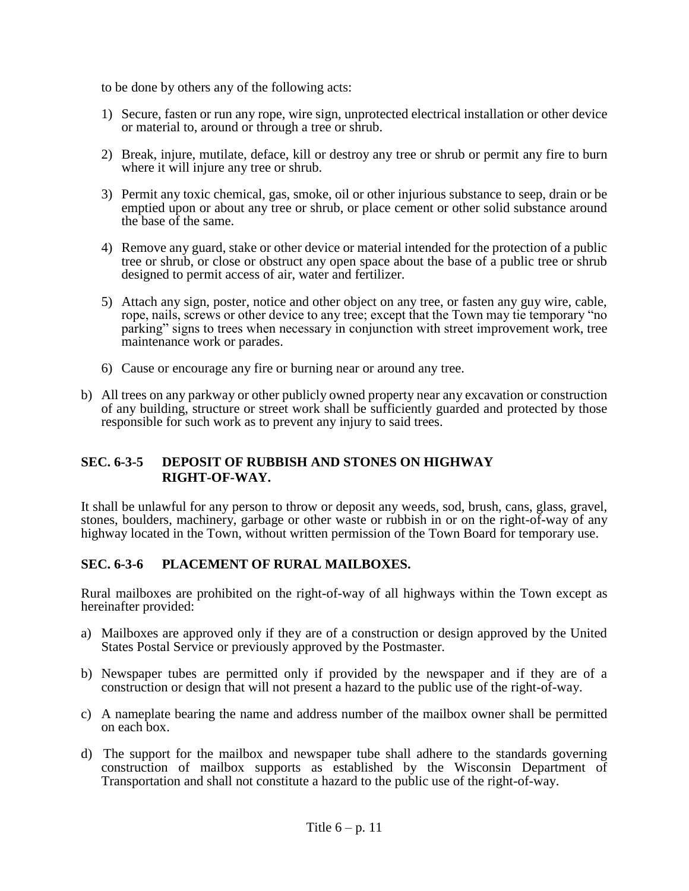to be done by others any of the following acts:

1) Secure, fasten or run any rope, wire sign, unprotected electrical installation or other device or material to, around or through a tree or shrub.

2) Break, injure, mutilate, deface, kill or destroy any tree or shrub or permit any fire to burn where it will injure any tree or shrub.

3) Permit any toxic chemical, gas, smoke, oil or other injurious substance to seep, drain or be emptied upon or about any tree or shrub, or place cement or other solid substance around the base of the same.

4) Remove any guard, stake or other device or material intended for the protection of a public tree or shrub, or close or obstruct any open space about the base of a public tree or shrub designed to permit access of air, water and fertilizer.

5) Attach any sign, poster, notice and other object on any tree, or fasten any guy wire, cable, rope, nails, screws or other device to any tree; except that the Town may tie temporary "no parking" signs to trees when necessary in conjunction with street improvement work, tree maintenance work or parades.

6) Cause or encourage any fire or burning near or around any tree.

b) All trees on any parkway or other publicly owned property near any excavation or construction of any building, structure or street work shall be sufficiently guarded and protected by those responsible for such work as to prevent any injury to said trees.

### SEC. 6-3-5 DEPOSIT OF RUBBISH AND STONES ON HIGHWAY RIGHT-OF-WAY.

It shall be unlawful for any person to throw or deposit any weeds, sod, brush, cans, glass, gravel, stones, boulders, machinery, garbage or other waste or rubbish in or on the right-of-way of any highway located in the Town, without written permission of the Town Board for temporary use.

### SEC. 6-3-6 PLACEMENT OF RURAL MAILBOXES.

Rural mailboxes are prohibited on the right-of-way of all highways within the Town except as hereinafter provided:

a) Mailboxes are approved only if they are of a construction or design approved by the United States Postal Service or previously approved by the Postmaster.

b) Newspaper tubes are permitted only if provided by the newspaper and if they are of a construction or design that will not present a hazard to the public use of the right-of-way.

c) A nameplate bearing the name and address number of the mailbox owner shall be permitted on each box.

d) The support for the mailbox and newspaper tube shall adhere to the standards governing construction of mailbox supports as established by the Wisconsin Department of Transportation and shall not constitute a hazard to the public use of the right-of-way.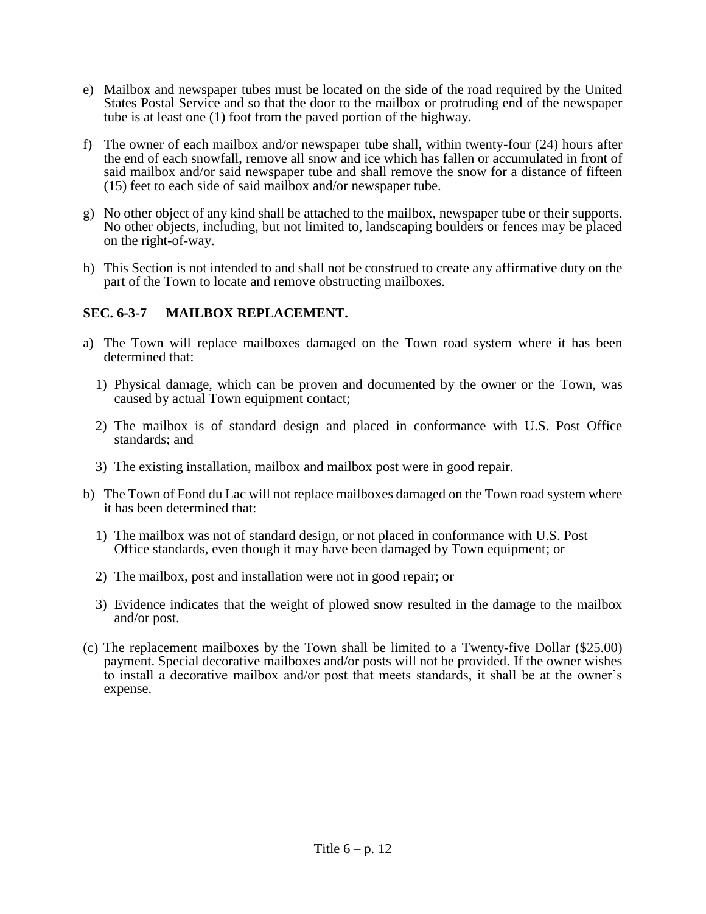e) Mailbox and newspaper tubes must be located on the side of the road required by the United States Postal Service and so that the door to the mailbox or protruding end of the newspaper tube is at least one (1) foot from the paved portion of the highway.

f) The owner of each mailbox and/or newspaper tube shall, within twenty-four (24) hours after the end of each snowfall, remove all snow and ice which has fallen or accumulated in front of said mailbox and/or said newspaper tube and shall remove the snow for a distance of fifteen (15) feet to each side of said mailbox and/or newspaper tube.

g) No other object of any kind shall be attached to the mailbox, newspaper tube or their supports. No other objects, including, but not limited to, landscaping boulders or fences may be placed on the right-of-way.

h) This Section is not intended to and shall not be construed to create any affirmative duty on the part of the Town to locate and remove obstructing mailboxes.

### SEC. 6-3-7 MAILBOX REPLACEMENT.

a) The Town will replace mailboxes damaged on the Town road system where it has been determined that:

   1) Physical damage, which can be proven and documented by the owner or the Town, was caused by actual Town equipment contact;

   2) The mailbox is of standard design and placed in conformance with U.S. Post Office standards; and

   3) The existing installation, mailbox and mailbox post were in good repair.

b) The Town of Fond du Lac will not replace mailboxes damaged on the Town road system where it has been determined that:

   1) The mailbox was not of standard design, or not placed in conformance with U.S. Post Office standards, even though it may have been damaged by Town equipment; or

   2) The mailbox, post and installation were not in good repair; or

   3) Evidence indicates that the weight of plowed snow resulted in the damage to the mailbox and/or post.

(c) The replacement mailboxes by the Town shall be limited to a Twenty-five Dollar ($25.00) payment. Special decorative mailboxes and/or posts will not be provided. If the owner wishes to install a decorative mailbox and/or post that meets standards, it shall be at the owner's expense.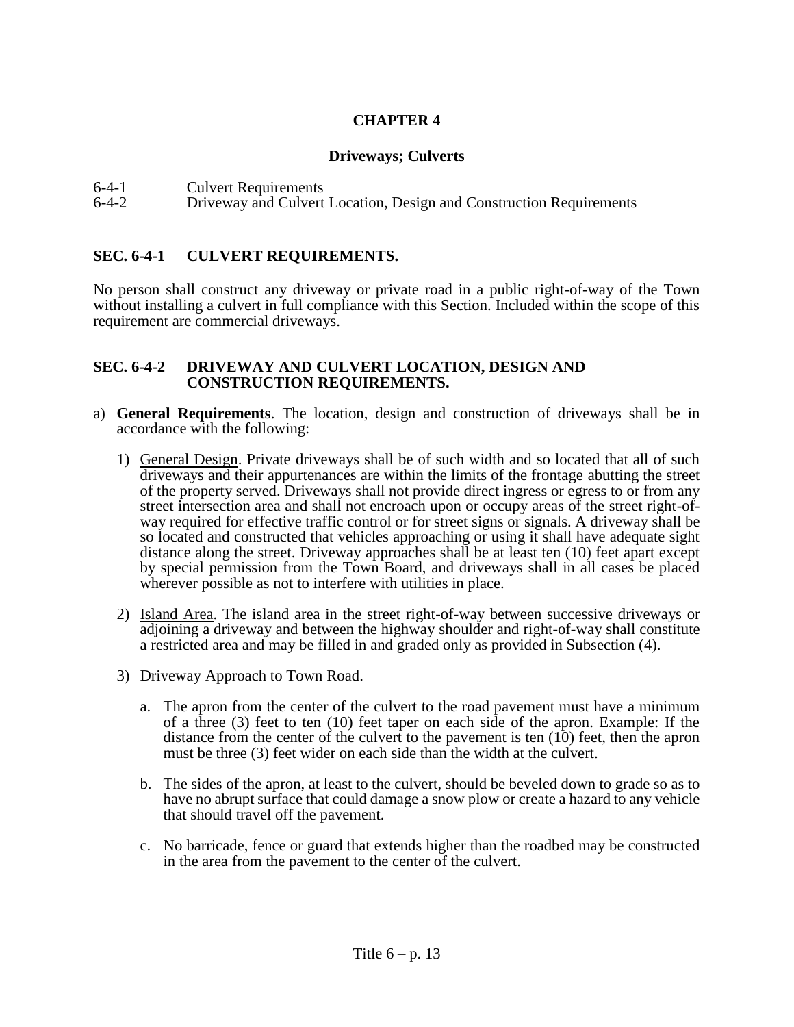# CHAPTER 4

## Driveways; Culverts

6-4-1 Culvert Requirements
6-4-2 Driveway and Culvert Location, Design and Construction Requirements

### SEC. 6-4-1 CULVERT REQUIREMENTS.

No person shall construct any driveway or private road in a public right-of-way of the Town without installing a culvert in full compliance with this Section. Included within the scope of this requirement are commercial driveways.

### SEC. 6-4-2 DRIVEWAY AND CULVERT LOCATION, DESIGN AND CONSTRUCTION REQUIREMENTS.

a) **General Requirements**. The location, design and construction of driveways shall be in accordance with the following:

   1) General Design. Private driveways shall be of such width and so located that all of such driveways and their appurtenances are within the limits of the frontage abutting the street of the property served. Driveways shall not provide direct ingress or egress to or from any street intersection area and shall not encroach upon or occupy areas of the street right-of-way required for effective traffic control or for street signs or signals. A driveway shall be so located and constructed that vehicles approaching or using it shall have adequate sight distance along the street. Driveway approaches shall be at least ten (10) feet apart except by special permission from the Town Board, and driveways shall in all cases be placed wherever possible as not to interfere with utilities in place.

   2) Island Area. The island area in the street right-of-way between successive driveways or adjoining a driveway and between the highway shoulder and right-of-way shall constitute a restricted area and may be filled in and graded only as provided in Subsection (4).

   3) Driveway Approach to Town Road.

      a. The apron from the center of the culvert to the road pavement must have a minimum of a three (3) feet to ten (10) feet taper on each side of the apron. Example: If the distance from the center of the culvert to the pavement is ten (10) feet, then the apron must be three (3) feet wider on each side than the width at the culvert.

      b. The sides of the apron, at least to the culvert, should be beveled down to grade so as to have no abrupt surface that could damage a snow plow or create a hazard to any vehicle that should travel off the pavement.

      c. No barricade, fence or guard that extends higher than the roadbed may be constructed in the area from the pavement to the center of the culvert.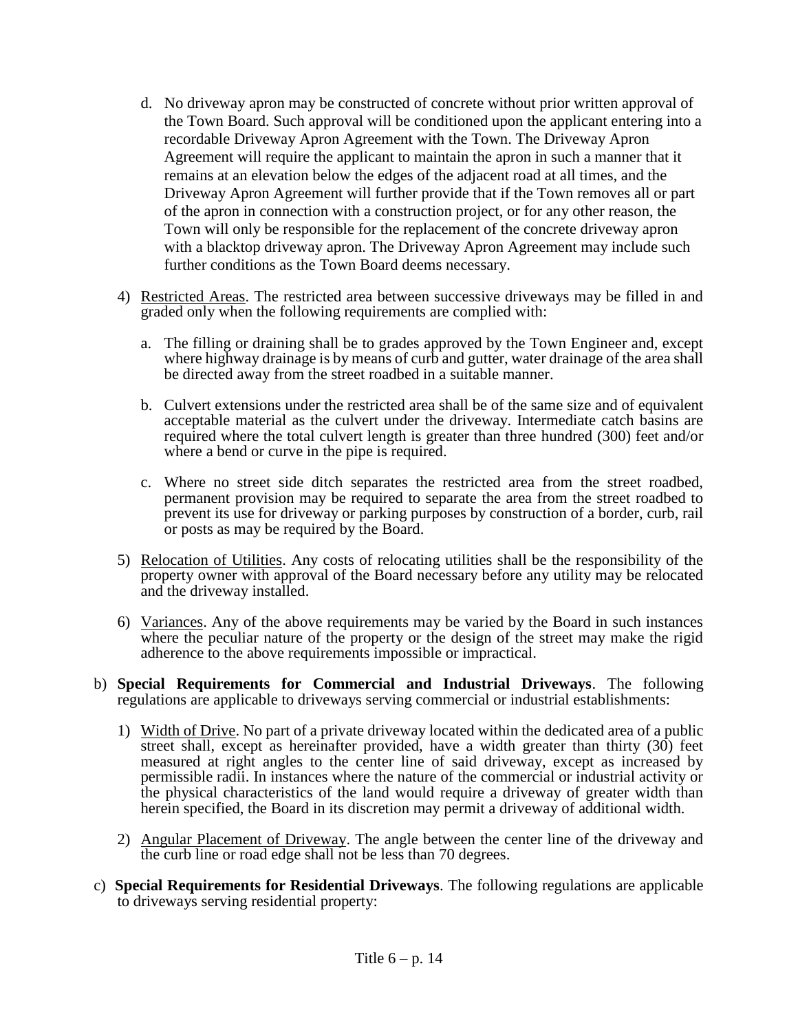d. No driveway apron may be constructed of concrete without prior written approval of the Town Board. Such approval will be conditioned upon the applicant entering into a recordable Driveway Apron Agreement with the Town. The Driveway Apron Agreement will require the applicant to maintain the apron in such a manner that it remains at an elevation below the edges of the adjacent road at all times, and the Driveway Apron Agreement will further provide that if the Town removes all or part of the apron in connection with a construction project, or for any other reason, the Town will only be responsible for the replacement of the concrete driveway apron with a blacktop driveway apron. The Driveway Apron Agreement may include such further conditions as the Town Board deems necessary.

4) Restricted Areas. The restricted area between successive driveways may be filled in and graded only when the following requirements are complied with:

   a. The filling or draining shall be to grades approved by the Town Engineer and, except where highway drainage is by means of curb and gutter, water drainage of the area shall be directed away from the street roadbed in a suitable manner.

   b. Culvert extensions under the restricted area shall be of the same size and of equivalent acceptable material as the culvert under the driveway. Intermediate catch basins are required where the total culvert length is greater than three hundred (300) feet and/or where a bend or curve in the pipe is required.

   c. Where no street side ditch separates the restricted area from the street roadbed, permanent provision may be required to separate the area from the street roadbed to prevent its use for driveway or parking purposes by construction of a border, curb, rail or posts as may be required by the Board.

5) Relocation of Utilities. Any costs of relocating utilities shall be the responsibility of the property owner with approval of the Board necessary before any utility may be relocated and the driveway installed.

6) Variances. Any of the above requirements may be varied by the Board in such instances where the peculiar nature of the property or the design of the street may make the rigid adherence to the above requirements impossible or impractical.

b) **Special Requirements for Commercial and Industrial Driveways**. The following regulations are applicable to driveways serving commercial or industrial establishments:

   1) Width of Drive. No part of a private driveway located within the dedicated area of a public street shall, except as hereinafter provided, have a width greater than thirty (30) feet measured at right angles to the center line of said driveway, except as increased by permissible radii. In instances where the nature of the commercial or industrial activity or the physical characteristics of the land would require a driveway of greater width than herein specified, the Board in its discretion may permit a driveway of additional width.

   2) Angular Placement of Driveway. The angle between the center line of the driveway and the curb line or road edge shall not be less than 70 degrees.

c) **Special Requirements for Residential Driveways**. The following regulations are applicable to driveways serving residential property: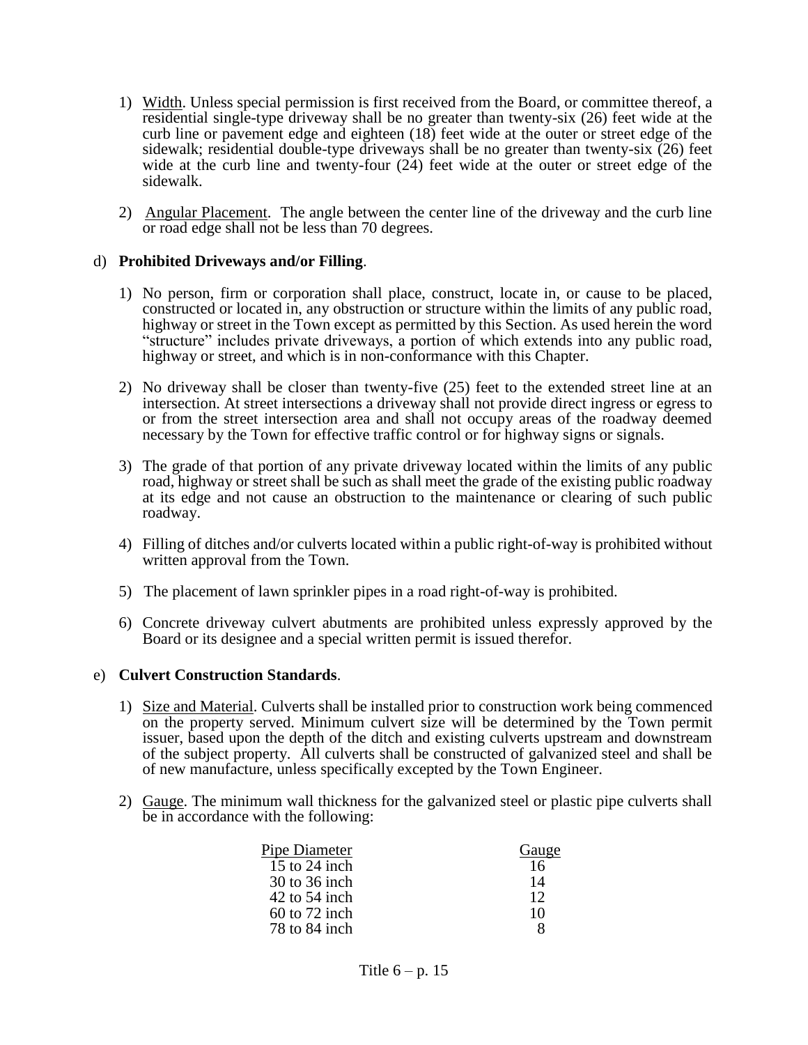1) Width. Unless special permission is first received from the Board, or committee thereof, a residential single-type driveway shall be no greater than twenty-six (26) feet wide at the curb line or pavement edge and eighteen (18) feet wide at the outer or street edge of the sidewalk; residential double-type driveways shall be no greater than twenty-six (26) feet wide at the curb line and twenty-four (24) feet wide at the outer or street edge of the sidewalk.

2) Angular Placement. The angle between the center line of the driveway and the curb line or road edge shall not be less than 70 degrees.

d) **Prohibited Driveways and/or Filling**.

1) No person, firm or corporation shall place, construct, locate in, or cause to be placed, constructed or located in, any obstruction or structure within the limits of any public road, highway or street in the Town except as permitted by this Section. As used herein the word "structure" includes private driveways, a portion of which extends into any public road, highway or street, and which is in non-conformance with this Chapter.

2) No driveway shall be closer than twenty-five (25) feet to the extended street line at an intersection. At street intersections a driveway shall not provide direct ingress or egress to or from the street intersection area and shall not occupy areas of the roadway deemed necessary by the Town for effective traffic control or for highway signs or signals.

3) The grade of that portion of any private driveway located within the limits of any public road, highway or street shall be such as shall meet the grade of the existing public roadway at its edge and not cause an obstruction to the maintenance or clearing of such public roadway.

4) Filling of ditches and/or culverts located within a public right-of-way is prohibited without written approval from the Town.

5) The placement of lawn sprinkler pipes in a road right-of-way is prohibited.

6) Concrete driveway culvert abutments are prohibited unless expressly approved by the Board or its designee and a special written permit is issued therefor.

e) **Culvert Construction Standards**.

1) Size and Material. Culverts shall be installed prior to construction work being commenced on the property served. Minimum culvert size will be determined by the Town permit issuer, based upon the depth of the ditch and existing culverts upstream and downstream of the subject property. All culverts shall be constructed of galvanized steel and shall be of new manufacture, unless specifically excepted by the Town Engineer.

2) Gauge. The minimum wall thickness for the galvanized steel or plastic pipe culverts shall be in accordance with the following:

| Pipe Diameter | Gauge |
|---|---|
| 15 to 24 inch | 16 |
| 30 to 36 inch | 14 |
| 42 to 54 inch | 12 |
| 60 to 72 inch | 10 |
| 78 to 84 inch | 8 |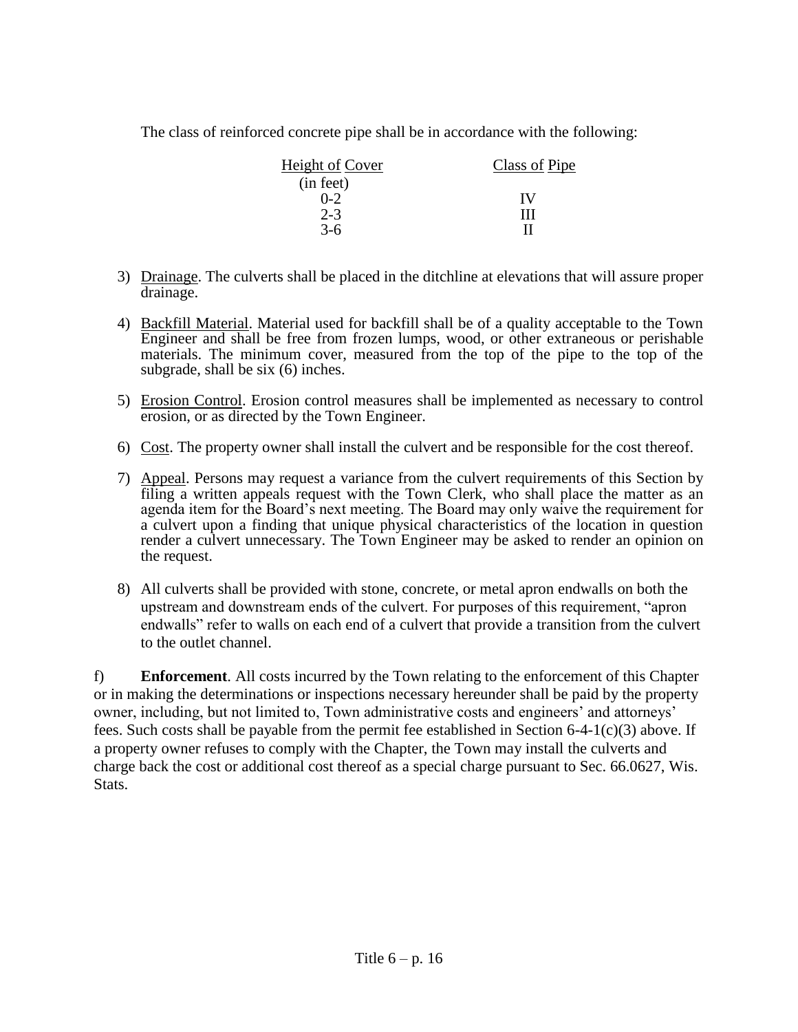The class of reinforced concrete pipe shall be in accordance with the following:

| Height of Cover (in feet) | Class of Pipe |
|---|---|
| 0-2 | IV |
| 2-3 | III |
| 3-6 | II |

3) Drainage. The culverts shall be placed in the ditchline at elevations that will assure proper drainage.

4) Backfill Material. Material used for backfill shall be of a quality acceptable to the Town Engineer and shall be free from frozen lumps, wood, or other extraneous or perishable materials. The minimum cover, measured from the top of the pipe to the top of the subgrade, shall be six (6) inches.

5) Erosion Control. Erosion control measures shall be implemented as necessary to control erosion, or as directed by the Town Engineer.

6) Cost. The property owner shall install the culvert and be responsible for the cost thereof.

7) Appeal. Persons may request a variance from the culvert requirements of this Section by filing a written appeals request with the Town Clerk, who shall place the matter as an agenda item for the Board's next meeting. The Board may only waive the requirement for a culvert upon a finding that unique physical characteristics of the location in question render a culvert unnecessary. The Town Engineer may be asked to render an opinion on the request.

8) All culverts shall be provided with stone, concrete, or metal apron endwalls on both the upstream and downstream ends of the culvert. For purposes of this requirement, "apron endwalls" refer to walls on each end of a culvert that provide a transition from the culvert to the outlet channel.

f) **Enforcement**. All costs incurred by the Town relating to the enforcement of this Chapter or in making the determinations or inspections necessary hereunder shall be paid by the property owner, including, but not limited to, Town administrative costs and engineers' and attorneys' fees. Such costs shall be payable from the permit fee established in Section 6-4-1(c)(3) above. If a property owner refuses to comply with the Chapter, the Town may install the culverts and charge back the cost or additional cost thereof as a special charge pursuant to Sec. 66.0627, Wis. Stats.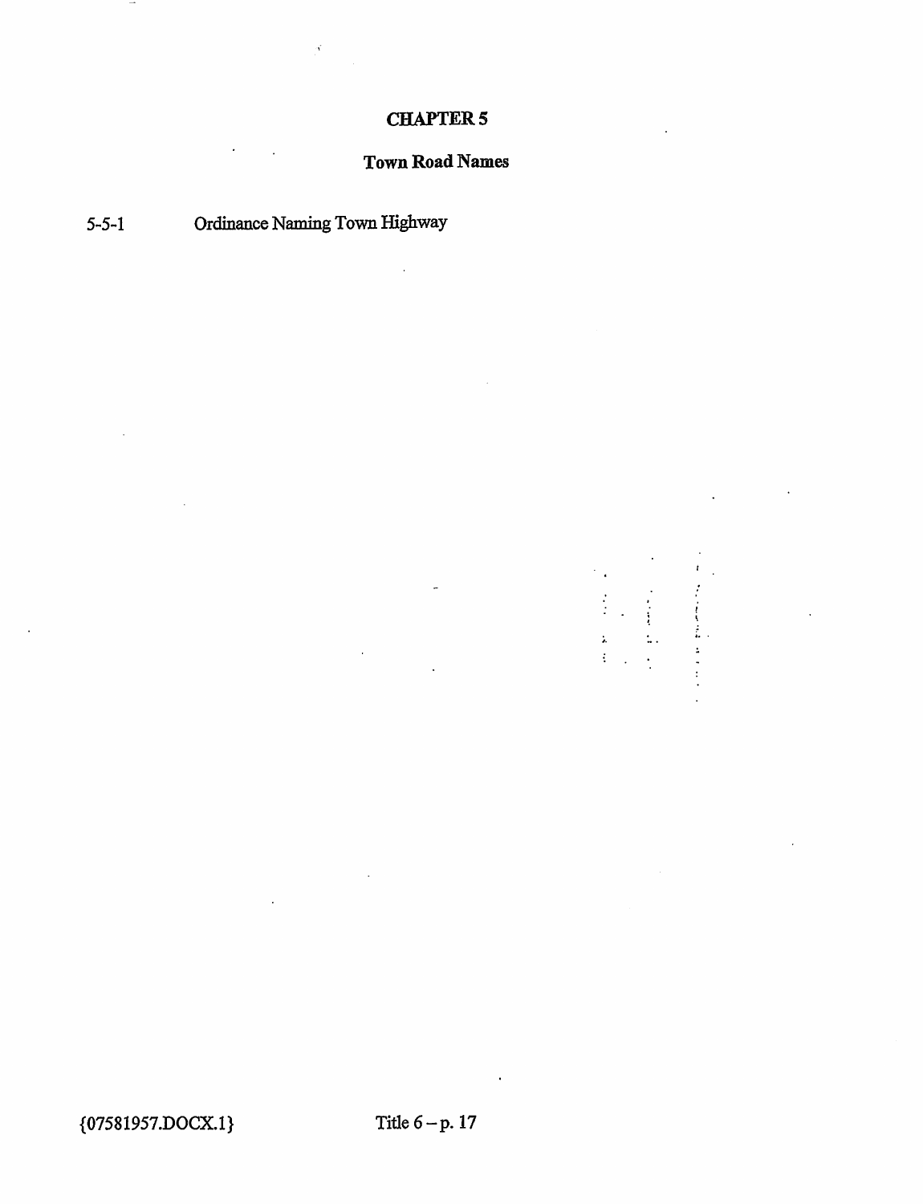# CHAPTER 5

## Town Road Names

5-5-1 Ordinance Naming Town Highway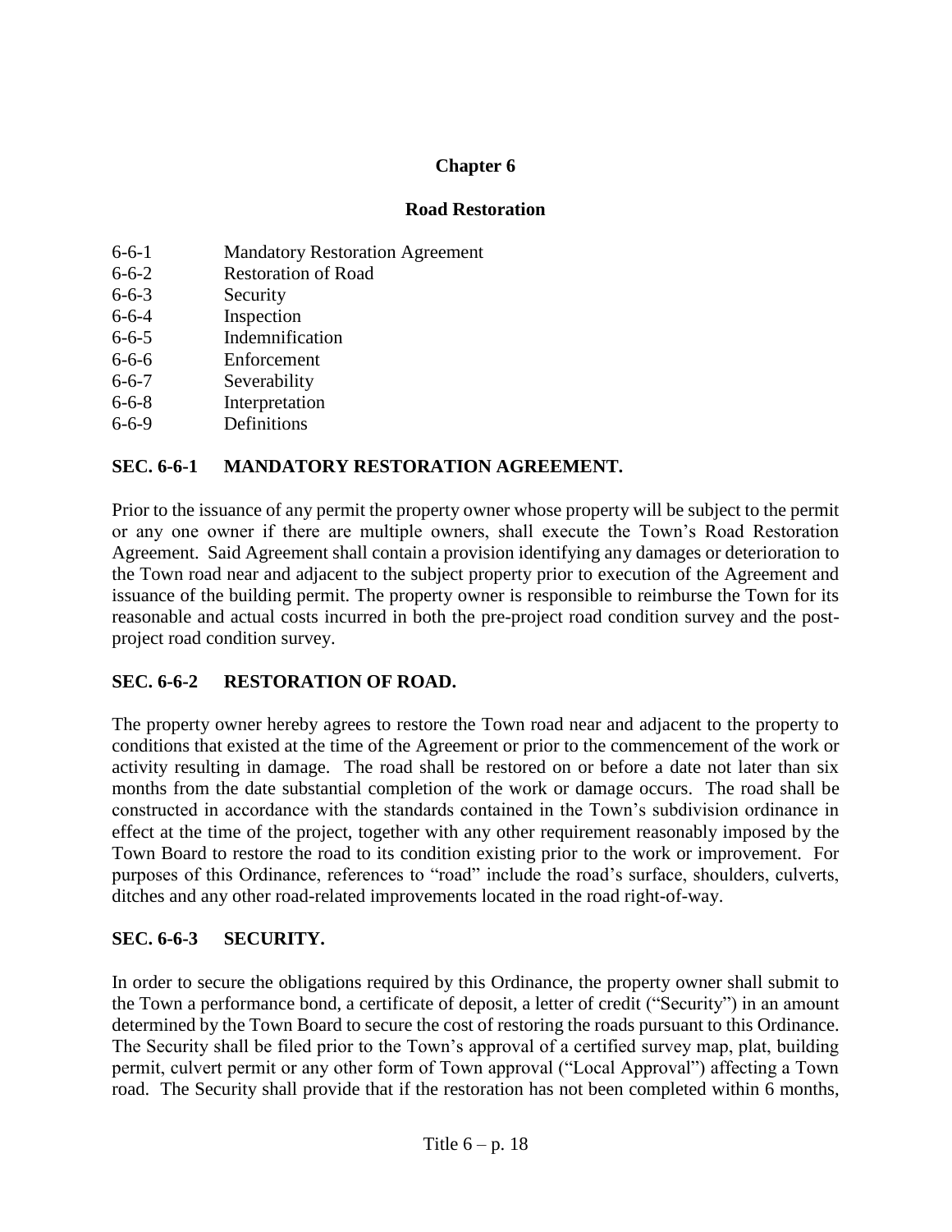# Chapter 6

## Road Restoration

- 6-6-1 Mandatory Restoration Agreement
- 6-6-2 Restoration of Road
- 6-6-3 Security
- 6-6-4 Inspection
- 6-6-5 Indemnification
- 6-6-6 Enforcement
- 6-6-7 Severability
- 6-6-8 Interpretation
- 6-6-9 Definitions

### SEC. 6-6-1 MANDATORY RESTORATION AGREEMENT.

Prior to the issuance of any permit the property owner whose property will be subject to the permit or any one owner if there are multiple owners, shall execute the Town's Road Restoration Agreement. Said Agreement shall contain a provision identifying any damages or deterioration to the Town road near and adjacent to the subject property prior to execution of the Agreement and issuance of the building permit. The property owner is responsible to reimburse the Town for its reasonable and actual costs incurred in both the pre-project road condition survey and the post-project road condition survey.

### SEC. 6-6-2 RESTORATION OF ROAD.

The property owner hereby agrees to restore the Town road near and adjacent to the property to conditions that existed at the time of the Agreement or prior to the commencement of the work or activity resulting in damage. The road shall be restored on or before a date not later than six months from the date substantial completion of the work or damage occurs. The road shall be constructed in accordance with the standards contained in the Town's subdivision ordinance in effect at the time of the project, together with any other requirement reasonably imposed by the Town Board to restore the road to its condition existing prior to the work or improvement. For purposes of this Ordinance, references to "road" include the road's surface, shoulders, culverts, ditches and any other road-related improvements located in the road right-of-way.

### SEC. 6-6-3 SECURITY.

In order to secure the obligations required by this Ordinance, the property owner shall submit to the Town a performance bond, a certificate of deposit, a letter of credit ("Security") in an amount determined by the Town Board to secure the cost of restoring the roads pursuant to this Ordinance. The Security shall be filed prior to the Town's approval of a certified survey map, plat, building permit, culvert permit or any other form of Town approval ("Local Approval") affecting a Town road. The Security shall provide that if the restoration has not been completed within 6 months,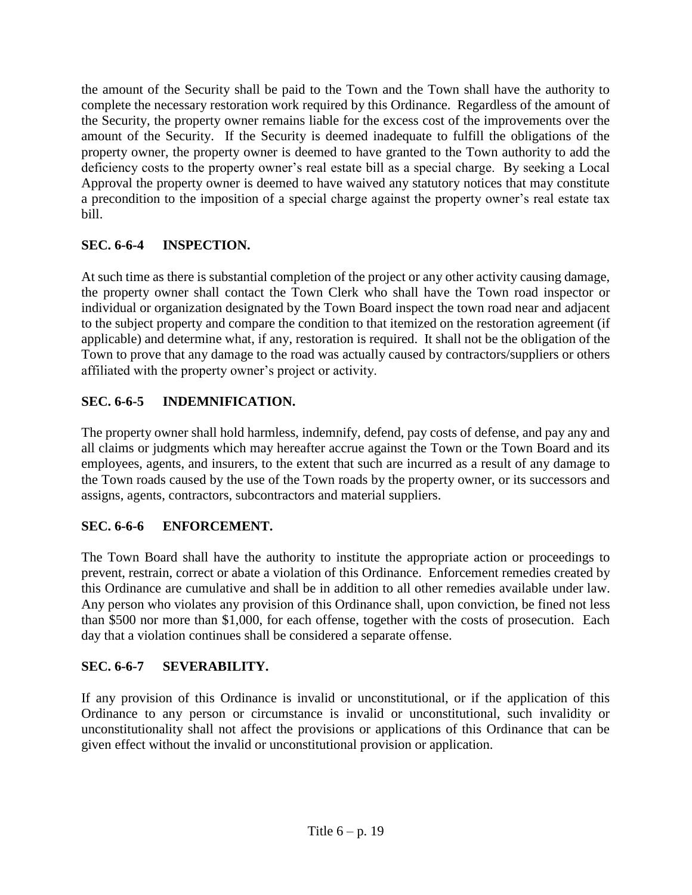the amount of the Security shall be paid to the Town and the Town shall have the authority to complete the necessary restoration work required by this Ordinance. Regardless of the amount of the Security, the property owner remains liable for the excess cost of the improvements over the amount of the Security. If the Security is deemed inadequate to fulfill the obligations of the property owner, the property owner is deemed to have granted to the Town authority to add the deficiency costs to the property owner's real estate bill as a special charge. By seeking a Local Approval the property owner is deemed to have waived any statutory notices that may constitute a precondition to the imposition of a special charge against the property owner's real estate tax bill.

## SEC. 6-6-4 INSPECTION.

At such time as there is substantial completion of the project or any other activity causing damage, the property owner shall contact the Town Clerk who shall have the Town road inspector or individual or organization designated by the Town Board inspect the town road near and adjacent to the subject property and compare the condition to that itemized on the restoration agreement (if applicable) and determine what, if any, restoration is required. It shall not be the obligation of the Town to prove that any damage to the road was actually caused by contractors/suppliers or others affiliated with the property owner's project or activity.

## SEC. 6-6-5 INDEMNIFICATION.

The property owner shall hold harmless, indemnify, defend, pay costs of defense, and pay any and all claims or judgments which may hereafter accrue against the Town or the Town Board and its employees, agents, and insurers, to the extent that such are incurred as a result of any damage to the Town roads caused by the use of the Town roads by the property owner, or its successors and assigns, agents, contractors, subcontractors and material suppliers.

## SEC. 6-6-6 ENFORCEMENT.

The Town Board shall have the authority to institute the appropriate action or proceedings to prevent, restrain, correct or abate a violation of this Ordinance. Enforcement remedies created by this Ordinance are cumulative and shall be in addition to all other remedies available under law. Any person who violates any provision of this Ordinance shall, upon conviction, be fined not less than $500 nor more than $1,000, for each offense, together with the costs of prosecution. Each day that a violation continues shall be considered a separate offense.

## SEC. 6-6-7 SEVERABILITY.

If any provision of this Ordinance is invalid or unconstitutional, or if the application of this Ordinance to any person or circumstance is invalid or unconstitutional, such invalidity or unconstitutionality shall not affect the provisions or applications of this Ordinance that can be given effect without the invalid or unconstitutional provision or application.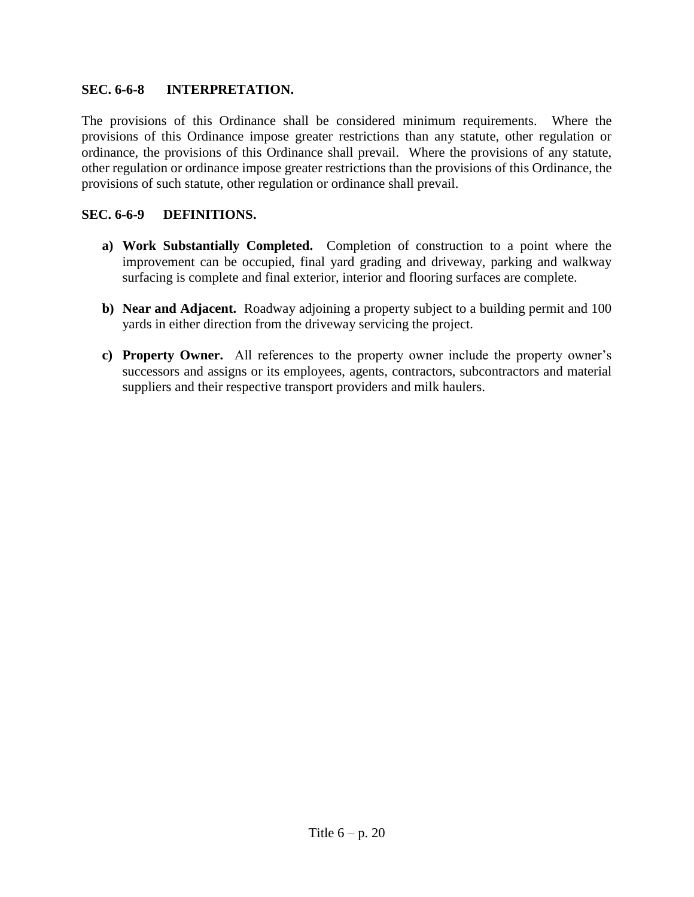### SEC. 6-6-8 INTERPRETATION.

The provisions of this Ordinance shall be considered minimum requirements. Where the provisions of this Ordinance impose greater restrictions than any statute, other regulation or ordinance, the provisions of this Ordinance shall prevail. Where the provisions of any statute, other regulation or ordinance impose greater restrictions than the provisions of this Ordinance, the provisions of such statute, other regulation or ordinance shall prevail.

### SEC. 6-6-9 DEFINITIONS.

a) **Work Substantially Completed.** Completion of construction to a point where the improvement can be occupied, final yard grading and driveway, parking and walkway surfacing is complete and final exterior, interior and flooring surfaces are complete.

b) **Near and Adjacent.** Roadway adjoining a property subject to a building permit and 100 yards in either direction from the driveway servicing the project.

c) **Property Owner.** All references to the property owner include the property owner's successors and assigns or its employees, agents, contractors, subcontractors and material suppliers and their respective transport providers and milk haulers.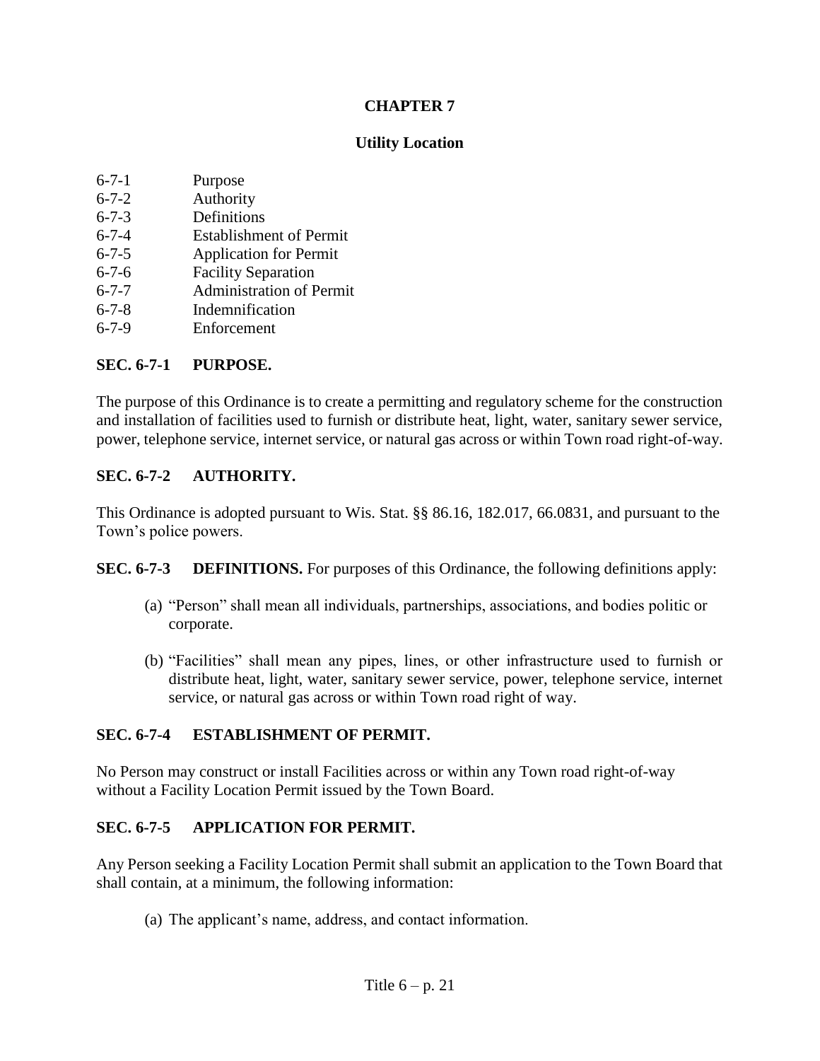# CHAPTER 7

## Utility Location

6-7-1 Purpose
6-7-2 Authority
6-7-3 Definitions
6-7-4 Establishment of Permit
6-7-5 Application for Permit
6-7-6 Facility Separation
6-7-7 Administration of Permit
6-7-8 Indemnification
6-7-9 Enforcement

### SEC. 6-7-1 PURPOSE.

The purpose of this Ordinance is to create a permitting and regulatory scheme for the construction and installation of facilities used to furnish or distribute heat, light, water, sanitary sewer service, power, telephone service, internet service, or natural gas across or within Town road right-of-way.

### SEC. 6-7-2 AUTHORITY.

This Ordinance is adopted pursuant to Wis. Stat. §§ 86.16, 182.017, 66.0831, and pursuant to the Town's police powers.

**SEC. 6-7-3 DEFINITIONS.** For purposes of this Ordinance, the following definitions apply:

(a) "Person" shall mean all individuals, partnerships, associations, and bodies politic or corporate.

(b) "Facilities" shall mean any pipes, lines, or other infrastructure used to furnish or distribute heat, light, water, sanitary sewer service, power, telephone service, internet service, or natural gas across or within Town road right of way.

### SEC. 6-7-4 ESTABLISHMENT OF PERMIT.

No Person may construct or install Facilities across or within any Town road right-of-way without a Facility Location Permit issued by the Town Board.

### SEC. 6-7-5 APPLICATION FOR PERMIT.

Any Person seeking a Facility Location Permit shall submit an application to the Town Board that shall contain, at a minimum, the following information:

(a) The applicant's name, address, and contact information.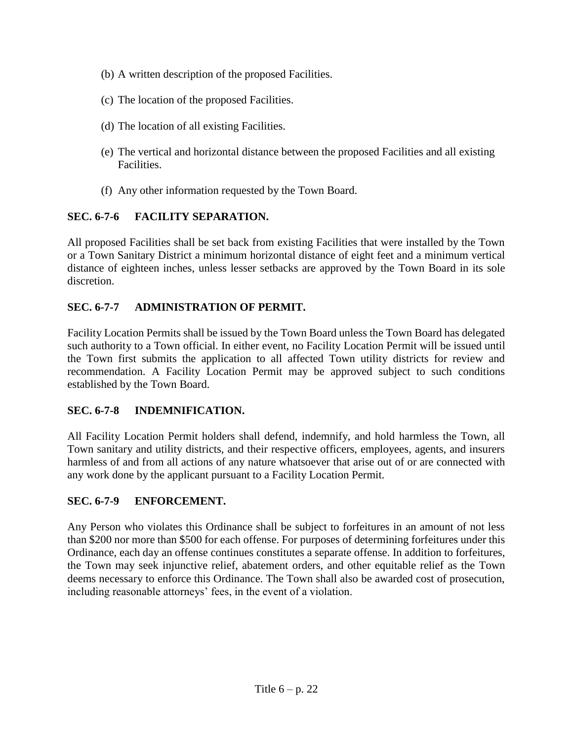(b) A written description of the proposed Facilities.

(c) The location of the proposed Facilities.

(d) The location of all existing Facilities.

(e) The vertical and horizontal distance between the proposed Facilities and all existing Facilities.

(f) Any other information requested by the Town Board.

## SEC. 6-7-6 FACILITY SEPARATION.

All proposed Facilities shall be set back from existing Facilities that were installed by the Town or a Town Sanitary District a minimum horizontal distance of eight feet and a minimum vertical distance of eighteen inches, unless lesser setbacks are approved by the Town Board in its sole discretion.

## SEC. 6-7-7 ADMINISTRATION OF PERMIT.

Facility Location Permits shall be issued by the Town Board unless the Town Board has delegated such authority to a Town official. In either event, no Facility Location Permit will be issued until the Town first submits the application to all affected Town utility districts for review and recommendation. A Facility Location Permit may be approved subject to such conditions established by the Town Board.

## SEC. 6-7-8 INDEMNIFICATION.

All Facility Location Permit holders shall defend, indemnify, and hold harmless the Town, all Town sanitary and utility districts, and their respective officers, employees, agents, and insurers harmless of and from all actions of any nature whatsoever that arise out of or are connected with any work done by the applicant pursuant to a Facility Location Permit.

## SEC. 6-7-9 ENFORCEMENT.

Any Person who violates this Ordinance shall be subject to forfeitures in an amount of not less than $200 nor more than $500 for each offense. For purposes of determining forfeitures under this Ordinance, each day an offense continues constitutes a separate offense. In addition to forfeitures, the Town may seek injunctive relief, abatement orders, and other equitable relief as the Town deems necessary to enforce this Ordinance. The Town shall also be awarded cost of prosecution, including reasonable attorneys' fees, in the event of a violation.